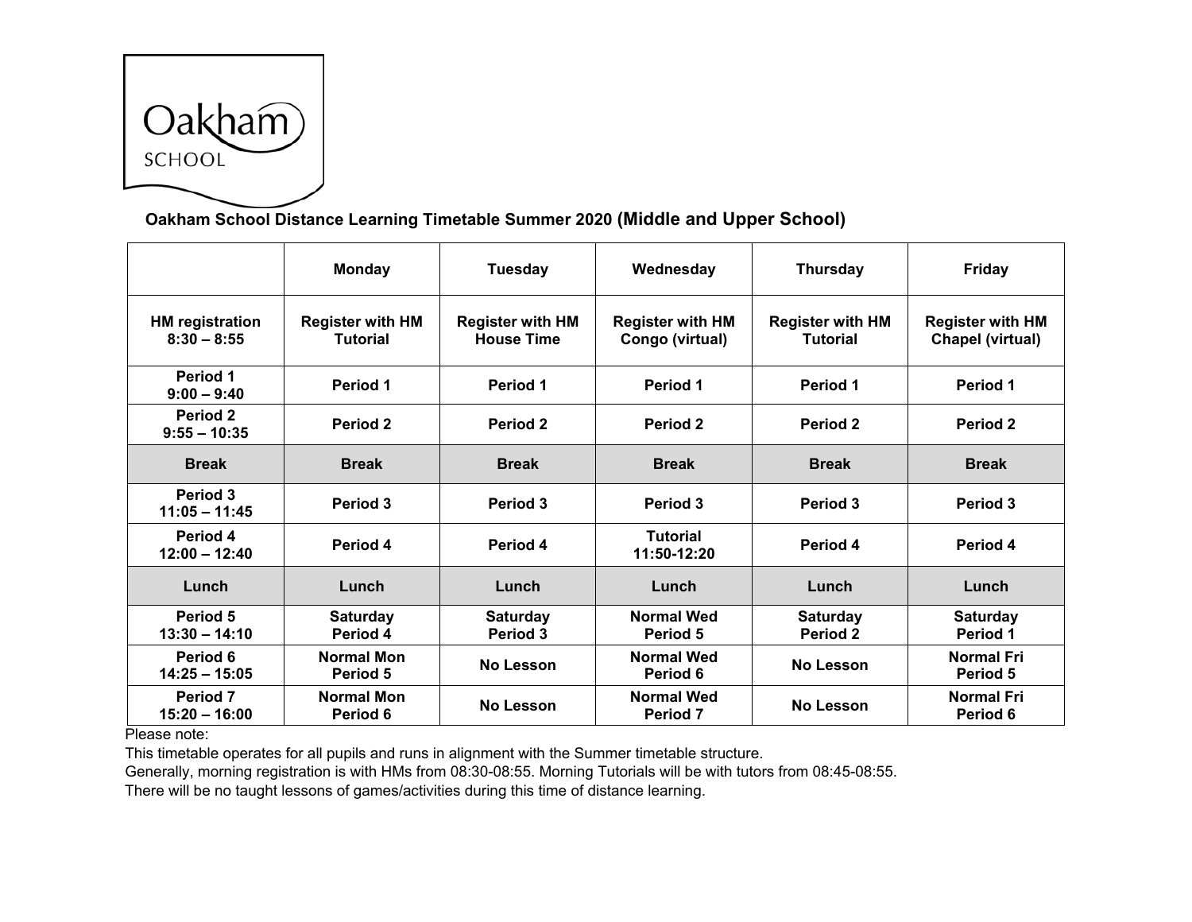Oakham SCHOOL

## Oakham School Distance Learning Timetable Summer 2020 (Middle and Upper School)

| | Monday | Tuesday | Wednesday | Thursday | Friday |
|---|---|---|---|---|---|
| **HM registration 8:30 – 8:55** | **Register with HM Tutorial** | **Register with HM House Time** | **Register with HM Congo (virtual)** | **Register with HM Tutorial** | **Register with HM Chapel (virtual)** |
| **Period 1 9:00 – 9:40** | **Period 1** | **Period 1** | **Period 1** | **Period 1** | **Period 1** |
| **Period 2 9:55 – 10:35** | **Period 2** | **Period 2** | **Period 2** | **Period 2** | **Period 2** |
| **Break** | **Break** | **Break** | **Break** | **Break** | **Break** |
| **Period 3 11:05 – 11:45** | **Period 3** | **Period 3** | **Period 3** | **Period 3** | **Period 3** |
| **Period 4 12:00 – 12:40** | **Period 4** | **Period 4** | **Tutorial 11:50-12:20** | **Period 4** | **Period 4** |
| **Lunch** | **Lunch** | **Lunch** | **Lunch** | **Lunch** | **Lunch** |
| **Period 5 13:30 – 14:10** | **Saturday Period 4** | **Saturday Period 3** | **Normal Wed Period 5** | **Saturday Period 2** | **Saturday Period 1** |
| **Period 6 14:25 – 15:05** | **Normal Mon Period 5** | **No Lesson** | **Normal Wed Period 6** | **No Lesson** | **Normal Fri Period 5** |
| **Period 7 15:20 – 16:00** | **Normal Mon Period 6** | **No Lesson** | **Normal Wed Period 7** | **No Lesson** | **Normal Fri Period 6** |

Please note:

This timetable operates for all pupils and runs in alignment with the Summer timetable structure.

Generally, morning registration is with HMs from 08:30-08:55. Morning Tutorials will be with tutors from 08:45-08:55.

There will be no taught lessons of games/activities during this time of distance learning.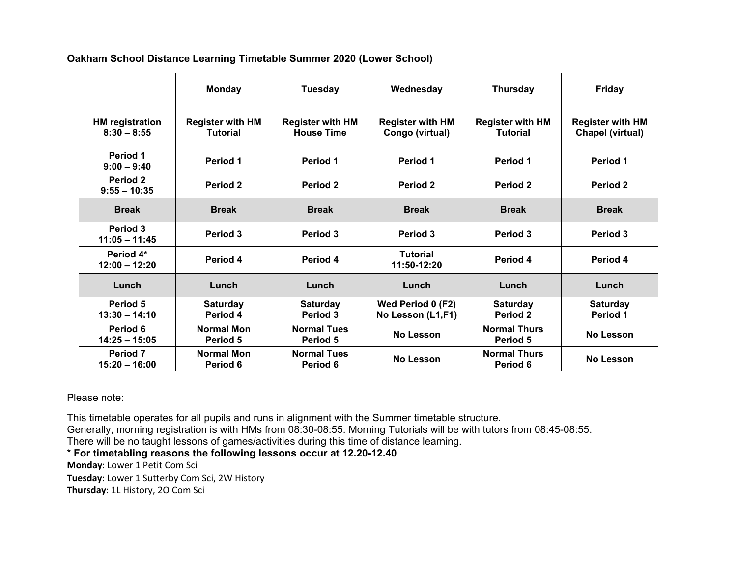**Oakham School Distance Learning Timetable Summer 2020 (Lower School)**

| | Monday | Tuesday | Wednesday | Thursday | Friday |
|---|---|---|---|---|---|
| HM registration 8:30 – 8:55 | Register with HM Tutorial | Register with HM House Time | Register with HM Congo (virtual) | Register with HM Tutorial | Register with HM Chapel (virtual) |
| Period 1 9:00 – 9:40 | Period 1 | Period 1 | Period 1 | Period 1 | Period 1 |
| Period 2 9:55 – 10:35 | Period 2 | Period 2 | Period 2 | Period 2 | Period 2 |
| Break | Break | Break | Break | Break | Break |
| Period 3 11:05 – 11:45 | Period 3 | Period 3 | Period 3 | Period 3 | Period 3 |
| Period 4* 12:00 – 12:20 | Period 4 | Period 4 | Tutorial 11:50-12:20 | Period 4 | Period 4 |
| Lunch | Lunch | Lunch | Lunch | Lunch | Lunch |
| Period 5 13:30 – 14:10 | Saturday Period 4 | Saturday Period 3 | Wed Period 0 (F2) No Lesson (L1,F1) | Saturday Period 2 | Saturday Period 1 |
| Period 6 14:25 – 15:05 | Normal Mon Period 5 | Normal Tues Period 5 | No Lesson | Normal Thurs Period 5 | No Lesson |
| Period 7 15:20 – 16:00 | Normal Mon Period 6 | Normal Tues Period 6 | No Lesson | Normal Thurs Period 6 | No Lesson |

Please note:

This timetable operates for all pupils and runs in alignment with the Summer timetable structure.
Generally, morning registration is with HMs from 08:30-08:55. Morning Tutorials will be with tutors from 08:45-08:55.
There will be no taught lessons of games/activities during this time of distance learning.

\* **For timetabling reasons the following lessons occur at 12.20-12.40**

**Monday**: Lower 1 Petit Com Sci

**Tuesday**: Lower 1 Sutterby Com Sci, 2W History

**Thursday**: 1L History, 2O Com Sci